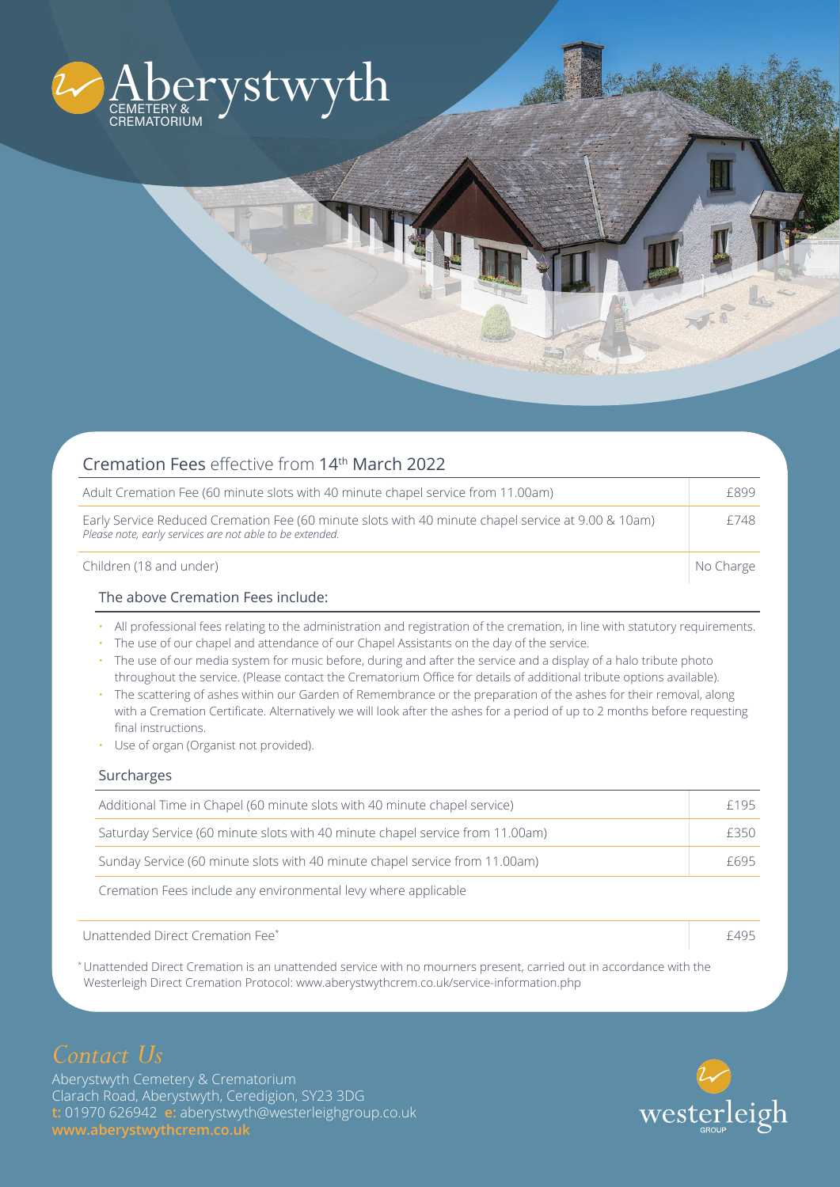# Aberystwyth
CEMETERY & CREMATORIUM

## Cremation Fees effective from 14th March 2022

| | |
|---|---|
| Adult Cremation Fee (60 minute slots with 40 minute chapel service from 11.00am) | £899 |
| Early Service Reduced Cremation Fee (60 minute slots with 40 minute chapel service at 9.00 & 10am) *Please note, early services are not able to be extended.* | £748 |
| Children (18 and under) | No Charge |

### The above Cremation Fees include:

- All professional fees relating to the administration and registration of the cremation, in line with statutory requirements.
- The use of our chapel and attendance of our Chapel Assistants on the day of the service.
- The use of our media system for music before, during and after the service and a display of a halo tribute photo throughout the service. (Please contact the Crematorium Office for details of additional tribute options available).
- The scattering of ashes within our Garden of Remembrance or the preparation of the ashes for their removal, along with a Cremation Certificate. Alternatively we will look after the ashes for a period of up to 2 months before requesting final instructions.
- Use of organ (Organist not provided).

### Surcharges

| | |
|---|---|
| Additional Time in Chapel (60 minute slots with 40 minute chapel service) | £195 |
| Saturday Service (60 minute slots with 40 minute chapel service from 11.00am) | £350 |
| Sunday Service (60 minute slots with 40 minute chapel service from 11.00am) | £695 |

Cremation Fees include any environmental levy where applicable

| | |
|---|---|
| Unattended Direct Cremation Fee* | £495 |

*Unattended Direct Cremation is an unattended service with no mourners present, carried out in accordance with the Westerleigh Direct Cremation Protocol: www.aberystwythcrem.co.uk/service-information.php

## Contact Us

Aberystwyth Cemetery & Crematorium
Clarach Road, Aberystwyth, Ceredigion, SY23 3DG
t: 01970 626942 e: aberystwyth@westerleighgroup.co.uk
**www.aberystwythcrem.co.uk**

westerleigh GROUP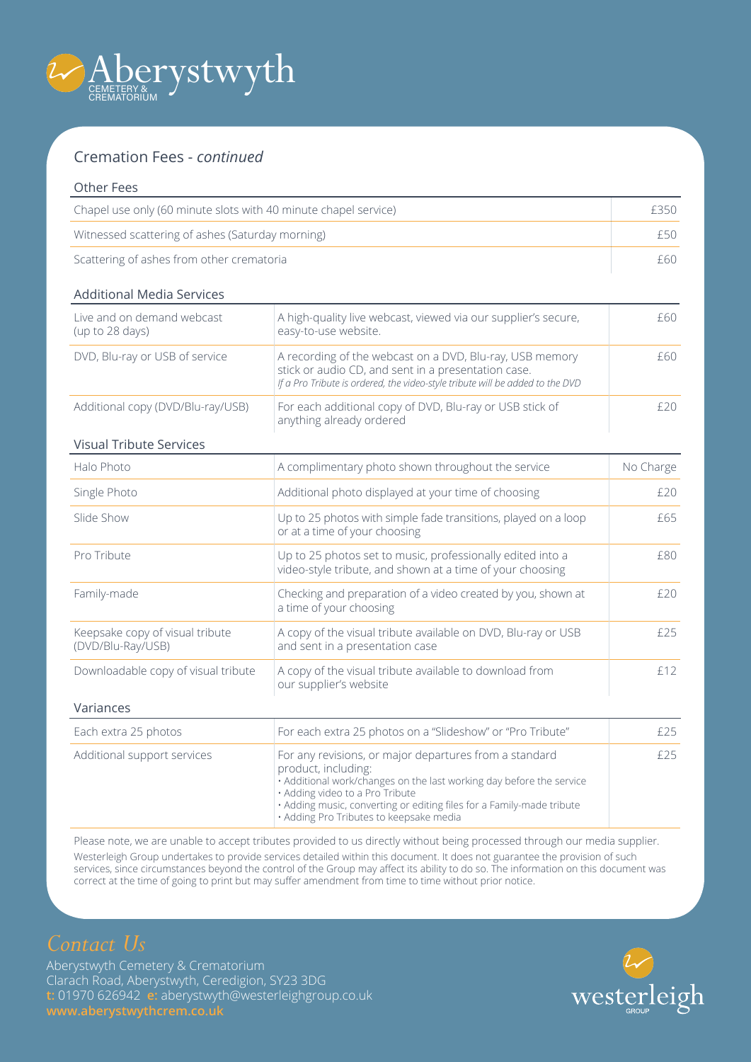Aberystwyth CEMETERY & CREMATORIUM

## Cremation Fees - *continued*

### Other Fees

| | |
|---|---|
| Chapel use only (60 minute slots with 40 minute chapel service) | £350 |
| Witnessed scattering of ashes (Saturday morning) | £50 |
| Scattering of ashes from other crematoria | £60 |

### Additional Media Services

| | | |
|---|---|---|
| Live and on demand webcast (up to 28 days) | A high-quality live webcast, viewed via our supplier's secure, easy-to-use website. | £60 |
| DVD, Blu-ray or USB of service | A recording of the webcast on a DVD, Blu-ray, USB memory stick or audio CD, and sent in a presentation case. *If a Pro Tribute is ordered, the video-style tribute will be added to the DVD* | £60 |
| Additional copy (DVD/Blu-ray/USB) | For each additional copy of DVD, Blu-ray or USB stick of anything already ordered | £20 |

### Visual Tribute Services

| | | |
|---|---|---|
| Halo Photo | A complimentary photo shown throughout the service | No Charge |
| Single Photo | Additional photo displayed at your time of choosing | £20 |
| Slide Show | Up to 25 photos with simple fade transitions, played on a loop or at a time of your choosing | £65 |
| Pro Tribute | Up to 25 photos set to music, professionally edited into a video-style tribute, and shown at a time of your choosing | £80 |
| Family-made | Checking and preparation of a video created by you, shown at a time of your choosing | £20 |
| Keepsake copy of visual tribute (DVD/Blu-Ray/USB) | A copy of the visual tribute available on DVD, Blu-ray or USB and sent in a presentation case | £25 |
| Downloadable copy of visual tribute | A copy of the visual tribute available to download from our supplier's website | £12 |

### Variances

| | | |
|---|---|---|
| Each extra 25 photos | For each extra 25 photos on a "Slideshow" or "Pro Tribute" | £25 |
| Additional support services | For any revisions, or major departures from a standard product, including:<br>• Additional work/changes on the last working day before the service<br>• Adding video to a Pro Tribute<br>• Adding music, converting or editing files for a Family-made tribute<br>• Adding Pro Tributes to keepsake media | £25 |

Please note, we are unable to accept tributes provided to us directly without being processed through our media supplier.

Westerleigh Group undertakes to provide services detailed within this document. It does not guarantee the provision of such services, since circumstances beyond the control of the Group may affect its ability to do so. The information on this document was correct at the time of going to print but may suffer amendment from time to time without prior notice.

## *Contact Us*

Aberystwyth Cemetery & Crematorium
Clarach Road, Aberystwyth, Ceredigion, SY23 3DG
**t:** 01970 626942 **e:** aberystwyth@westerleighgroup.co.uk
**www.aberystwythcrem.co.uk**

westerleigh GROUP